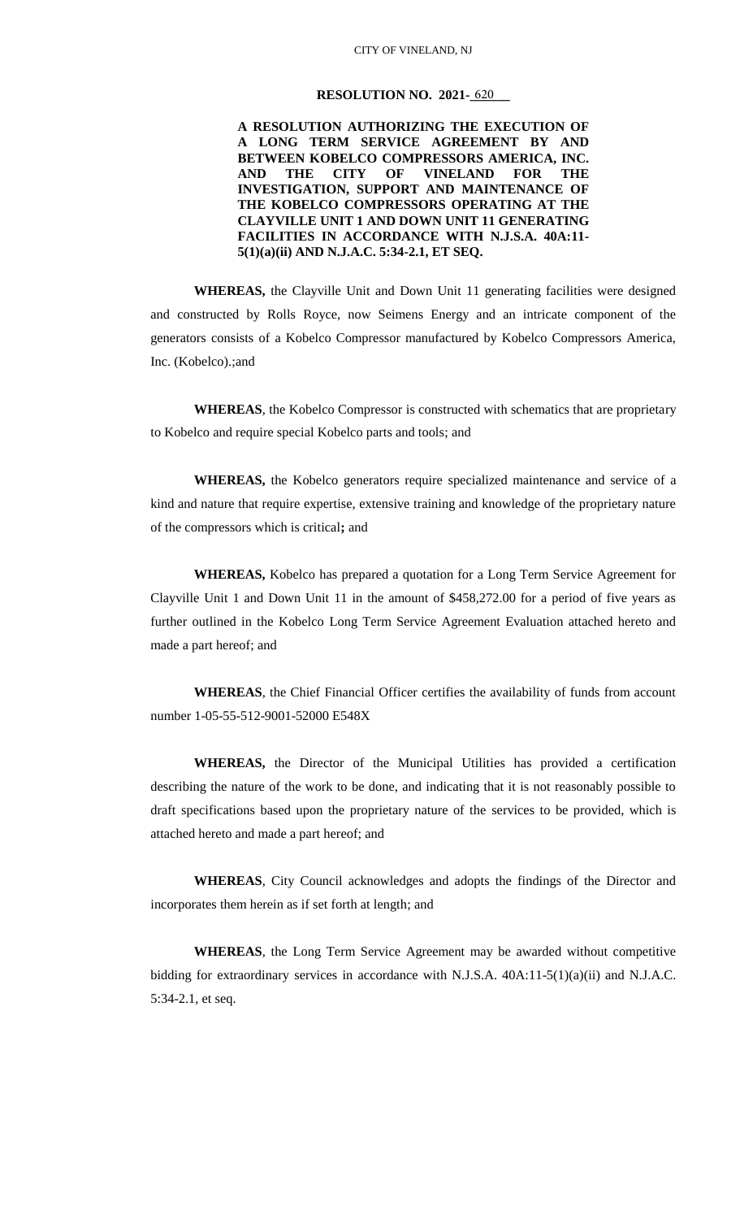CITY OF VINELAND, NJ

**RESOLUTION NO. 2021-** 620

**A RESOLUTION AUTHORIZING THE EXECUTION OF A LONG TERM SERVICE AGREEMENT BY AND BETWEEN KOBELCO COMPRESSORS AMERICA, INC. AND THE CITY OF VINELAND FOR THE INVESTIGATION, SUPPORT AND MAINTENANCE OF THE KOBELCO COMPRESSORS OPERATING AT THE CLAYVILLE UNIT 1 AND DOWN UNIT 11 GENERATING FACILITIES IN ACCORDANCE WITH N.J.S.A. 40A:11-5(1)(a)(ii) AND N.J.A.C. 5:34-2.1, ET SEQ.**

**WHEREAS,** the Clayville Unit and Down Unit 11 generating facilities were designed and constructed by Rolls Royce, now Seimens Energy and an intricate component of the generators consists of a Kobelco Compressor manufactured by Kobelco Compressors America, Inc. (Kobelco).;and

**WHEREAS**, the Kobelco Compressor is constructed with schematics that are proprietary to Kobelco and require special Kobelco parts and tools; and

**WHEREAS,** the Kobelco generators require specialized maintenance and service of a kind and nature that require expertise, extensive training and knowledge of the proprietary nature of the compressors which is critical**;** and

**WHEREAS,** Kobelco has prepared a quotation for a Long Term Service Agreement for Clayville Unit 1 and Down Unit 11 in the amount of $458,272.00 for a period of five years as further outlined in the Kobelco Long Term Service Agreement Evaluation attached hereto and made a part hereof; and

**WHEREAS**, the Chief Financial Officer certifies the availability of funds from account number 1-05-55-512-9001-52000 E548X

**WHEREAS,** the Director of the Municipal Utilities has provided a certification describing the nature of the work to be done, and indicating that it is not reasonably possible to draft specifications based upon the proprietary nature of the services to be provided, which is attached hereto and made a part hereof; and

**WHEREAS**, City Council acknowledges and adopts the findings of the Director and incorporates them herein as if set forth at length; and

**WHEREAS**, the Long Term Service Agreement may be awarded without competitive bidding for extraordinary services in accordance with N.J.S.A. 40A:11-5(1)(a)(ii) and N.J.A.C. 5:34-2.1, et seq.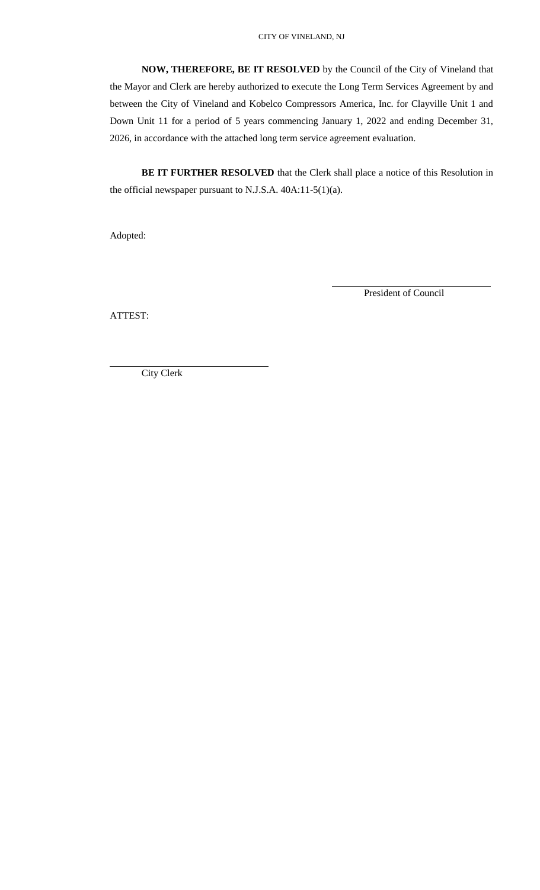**NOW, THEREFORE, BE IT RESOLVED** by the Council of the City of Vineland that the Mayor and Clerk are hereby authorized to execute the Long Term Services Agreement by and between the City of Vineland and Kobelco Compressors America, Inc. for Clayville Unit 1 and Down Unit 11 for a period of 5 years commencing January 1, 2022 and ending December 31, 2026, in accordance with the attached long term service agreement evaluation.

**BE IT FURTHER RESOLVED** that the Clerk shall place a notice of this Resolution in the official newspaper pursuant to N.J.S.A. 40A:11-5(1)(a).

Adopted:

\_\_\_\_\_\_\_\_\_\_\_\_\_\_\_\_\_\_\_\_\_\_\_\_\_\_\_\_\_\_\_\_
President of Council

ATTEST:

\_\_\_\_\_\_\_\_\_\_\_\_\_\_\_\_\_\_\_\_\_\_\_\_\_\_\_\_\_\_\_\_
City Clerk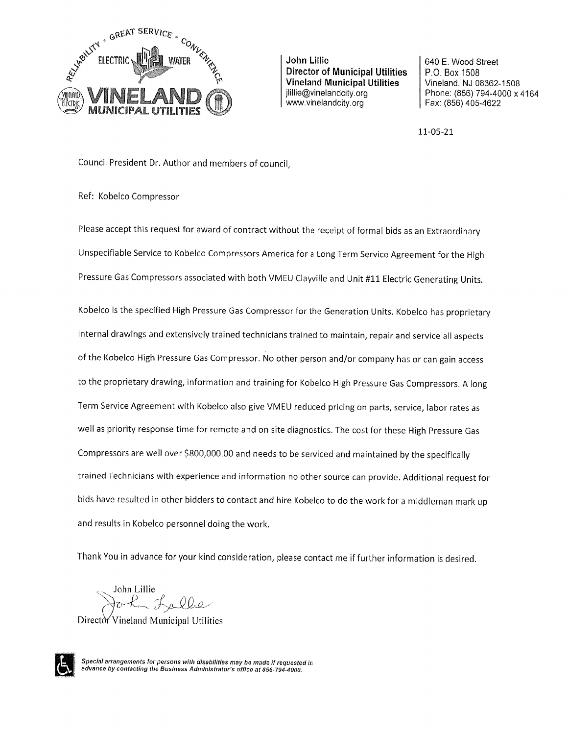John Lillie
**Director of Municipal Utilities**
**Vineland Municipal Utilities**
jlillie@vinelandcity.org
www.vinelandcity.org

640 E. Wood Street
P.O. Box 1508
Vineland, NJ 08362-1508
Phone: (856) 794-4000 x 4164
Fax: (856) 405-4622

11-05-21

Council President Dr. Author and members of council,

Ref: Kobelco Compressor

Please accept this request for award of contract without the receipt of formal bids as an Extraordinary Unspecifiable Service to Kobelco Compressors America for a Long Term Service Agreement for the High Pressure Gas Compressors associated with both VMEU Clayville and Unit #11 Electric Generating Units.

Kobelco is the specified High Pressure Gas Compressor for the Generation Units. Kobelco has proprietary internal drawings and extensively trained technicians trained to maintain, repair and service all aspects of the Kobelco High Pressure Gas Compressor. No other person and/or company has or can gain access to the proprietary drawing, information and training for Kobelco High Pressure Gas Compressors. A long Term Service Agreement with Kobelco also give VMEU reduced pricing on parts, service, labor rates as well as priority response time for remote and on site diagnostics. The cost for these High Pressure Gas Compressors are well over $800,000.00 and needs to be serviced and maintained by the specifically trained Technicians with experience and information no other source can provide. Additional request for bids have resulted in other bidders to contact and hire Kobelco to do the work for a middleman mark up and results in Kobelco personnel doing the work.

Thank You in advance for your kind consideration, please contact me if further information is desired.

John Lillie
Director Vineland Municipal Utilities

*Special arrangements for persons with disabilities may be made if requested in advance by contacting the Business Administrator's office at 856-794-4000.*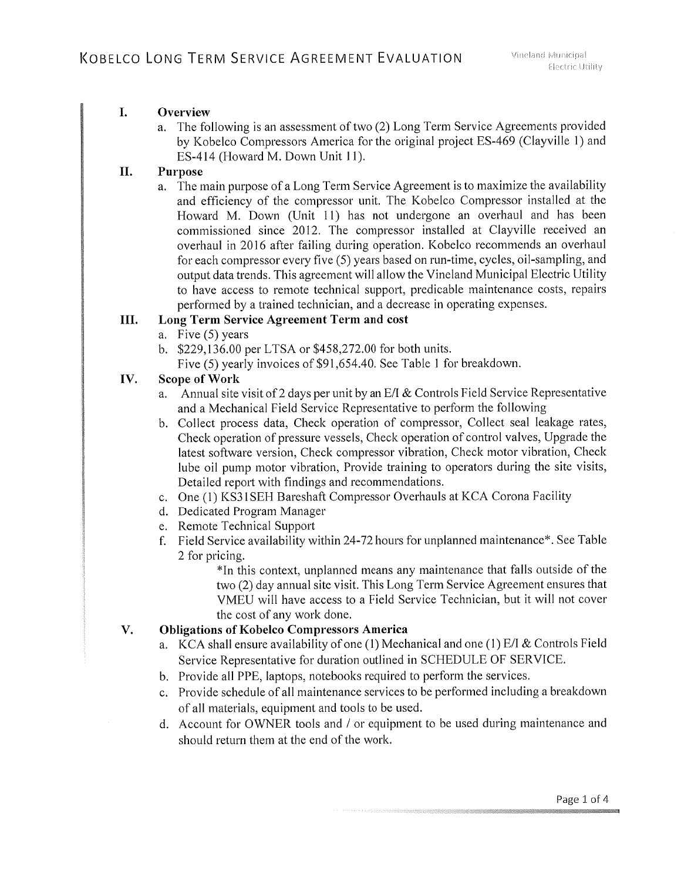# Kobelco Long Term Service Agreement Evaluation

## I. Overview

a. The following is an assessment of two (2) Long Term Service Agreements provided by Kobelco Compressors America for the original project ES-469 (Clayville 1) and ES-414 (Howard M. Down Unit 11).

## II. Purpose

a. The main purpose of a Long Term Service Agreement is to maximize the availability and efficiency of the compressor unit. The Kobelco Compressor installed at the Howard M. Down (Unit 11) has not undergone an overhaul and has been commissioned since 2012. The compressor installed at Clayville received an overhaul in 2016 after failing during operation. Kobelco recommends an overhaul for each compressor every five (5) years based on run-time, cycles, oil-sampling, and output data trends. This agreement will allow the Vineland Municipal Electric Utility to have access to remote technical support, predicable maintenance costs, repairs performed by a trained technician, and a decrease in operating expenses.

## III. Long Term Service Agreement Term and cost

a. Five (5) years

b. $229,136.00 per LTSA or $458,272.00 for both units.
   Five (5) yearly invoices of $91,654.40. See Table 1 for breakdown.

## IV. Scope of Work

a. Annual site visit of 2 days per unit by an E/I & Controls Field Service Representative and a Mechanical Field Service Representative to perform the following

b. Collect process data, Check operation of compressor, Collect seal leakage rates, Check operation of pressure vessels, Check operation of control valves, Upgrade the latest software version, Check compressor vibration, Check motor vibration, Check lube oil pump motor vibration, Provide training to operators during the site visits, Detailed report with findings and recommendations.

c. One (1) KS31SEH Bareshaft Compressor Overhauls at KCA Corona Facility

d. Dedicated Program Manager

e. Remote Technical Support

f. Field Service availability within 24-72 hours for unplanned maintenance*. See Table 2 for pricing.

   *In this context, unplanned means any maintenance that falls outside of the two (2) day annual site visit. This Long Term Service Agreement ensures that VMEU will have access to a Field Service Technician, but it will not cover the cost of any work done.

## V. Obligations of Kobelco Compressors America

a. KCA shall ensure availability of one (1) Mechanical and one (1) E/I & Controls Field Service Representative for duration outlined in SCHEDULE OF SERVICE.

b. Provide all PPE, laptops, notebooks required to perform the services.

c. Provide schedule of all maintenance services to be performed including a breakdown of all materials, equipment and tools to be used.

d. Account for OWNER tools / or equipment to be used during maintenance and should return them at the end of the work.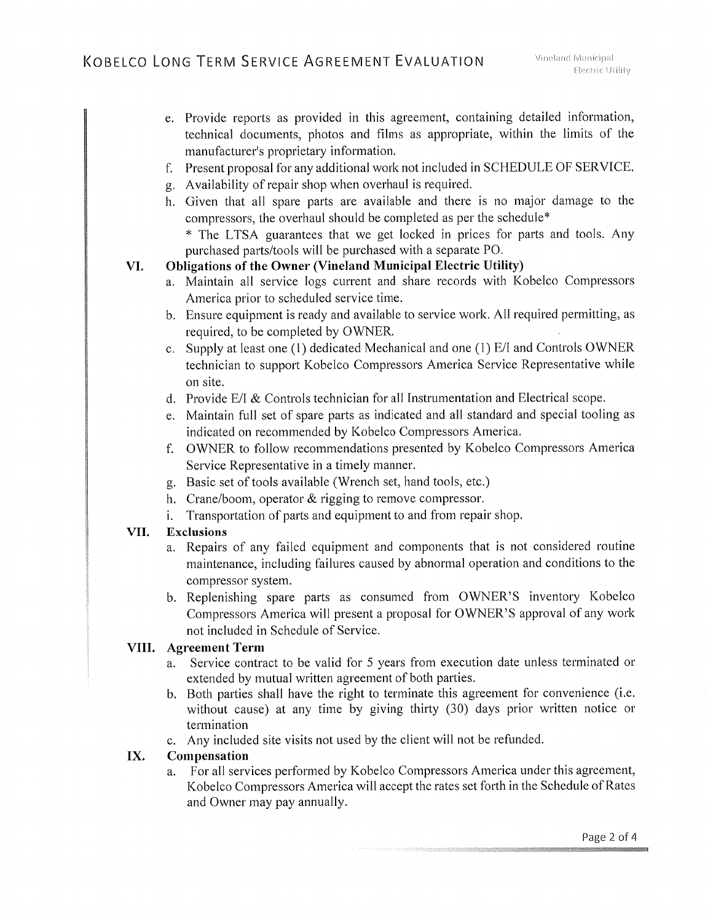e. Provide reports as provided in this agreement, containing detailed information, technical documents, photos and films as appropriate, within the limits of the manufacturer's proprietary information.

f. Present proposal for any additional work not included in SCHEDULE OF SERVICE.

g. Availability of repair shop when overhaul is required.

h. Given that all spare parts are available and there is no major damage to the compressors, the overhaul should be completed as per the schedule*

   * The LTSA guarantees that we get locked in prices for parts and tools. Any purchased parts/tools will be purchased with a separate PO.

## VI. Obligations of the Owner (Vineland Municipal Electric Utility)

a. Maintain all service logs current and share records with Kobelco Compressors America prior to scheduled service time.

b. Ensure equipment is ready and available to service work. All required permitting, as required, to be completed by OWNER.

c. Supply at least one (1) dedicated Mechanical and one (1) E/I and Controls OWNER technician to support Kobelco Compressors America Service Representative while on site.

d. Provide E/I & Controls technician for all Instrumentation and Electrical scope.

e. Maintain full set of spare parts as indicated and all standard and special tooling as indicated on recommended by Kobelco Compressors America.

f. OWNER to follow recommendations presented by Kobelco Compressors America Service Representative in a timely manner.

g. Basic set of tools available (Wrench set, hand tools, etc.)

h. Crane/boom, operator & rigging to remove compressor.

i. Transportation of parts and equipment to and from repair shop.

## VII. Exclusions

a. Repairs of any failed equipment and components that is not considered routine maintenance, including failures caused by abnormal operation and conditions to the compressor system.

b. Replenishing spare parts as consumed from OWNER'S inventory Kobelco Compressors America will present a proposal for OWNER'S approval of any work not included in Schedule of Service.

## VIII. Agreement Term

a. Service contract to be valid for 5 years from execution date unless terminated or extended by mutual written agreement of both parties.

b. Both parties shall have the right to terminate this agreement for convenience (i.e. without cause) at any time by giving thirty (30) days prior written notice or termination

c. Any included site visits not used by the client will not be refunded.

## IX. Compensation

a. For all services performed by Kobelco Compressors America under this agreement, Kobelco Compressors America will accept the rates set forth in the Schedule of Rates and Owner may pay annually.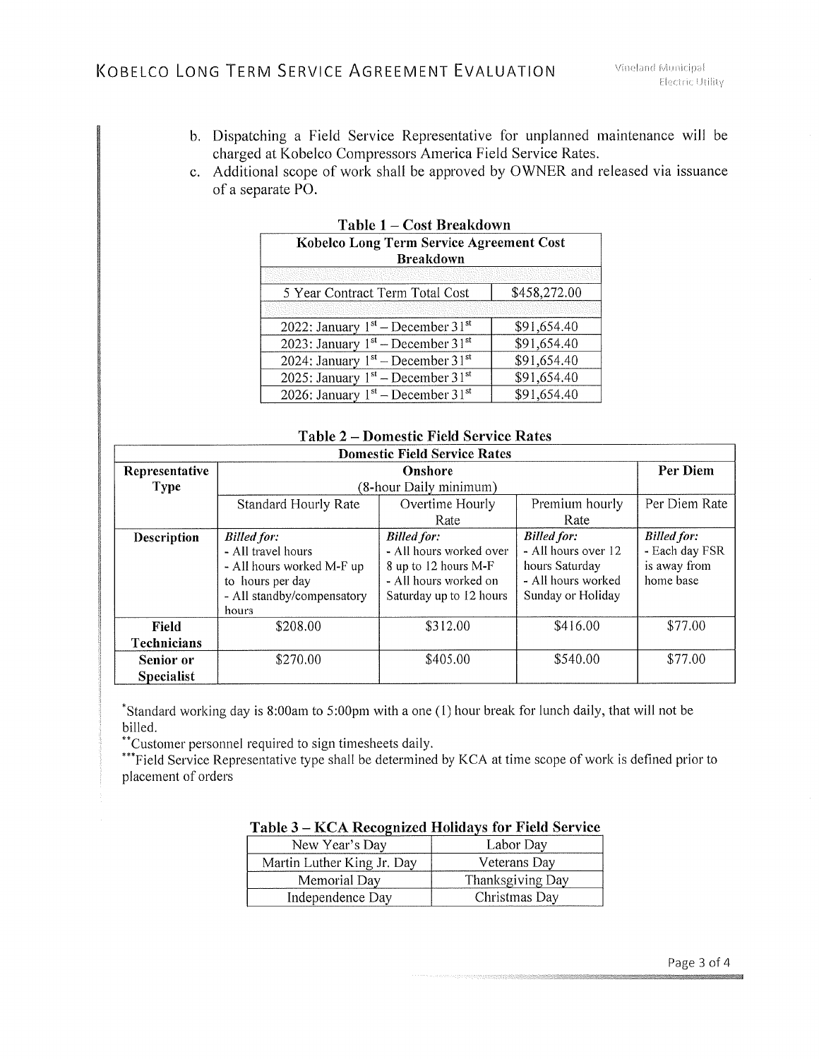b. Dispatching a Field Service Representative for unplanned maintenance will be charged at Kobelco Compressors America Field Service Rates.
c. Additional scope of work shall be approved by OWNER and released via issuance of a separate PO.

**Table 1 – Cost Breakdown**

| Kobelco Long Term Service Agreement Cost Breakdown | |
|---|---|
| | |
| 5 Year Contract Term Total Cost | $458,272.00 |
| | |
| 2022: January 1st – December 31st | $91,654.40 |
| 2023: January 1st – December 31st | $91,654.40 |
| 2024: January 1st – December 31st | $91,654.40 |
| 2025: January 1st – December 31st | $91,654.40 |
| 2026: January 1st – December 31st | $91,654.40 |

**Table 2 – Domestic Field Service Rates**

| Domestic Field Service Rates | | | | |
|---|---|---|---|---|
| **Representative Type** | **Onshore** (8-hour Daily minimum) | | | **Per Diem** |
| | Standard Hourly Rate | Overtime Hourly Rate | Premium hourly Rate | Per Diem Rate |
| **Description** | ***Billed for:*** - All travel hours - All hours worked M-F up to hours per day - All standby/compensatory hours | ***Billed for:*** - All hours worked over 8 up to 12 hours M-F - All hours worked on Saturday up to 12 hours | ***Billed for:*** - All hours over 12 hours Saturday - All hours worked Sunday or Holiday | ***Billed for:*** - Each day FSR is away from home base |
| **Field Technicians** | $208.00 | $312.00 | $416.00 | $77.00 |
| **Senior or Specialist** | $270.00 | $405.00 | $540.00 | $77.00 |

*Standard working day is 8:00am to 5:00pm with a one (1) hour break for lunch daily, that will not be billed.
**Customer personnel required to sign timesheets daily.
***Field Service Representative type shall be determined by KCA at time scope of work is defined prior to placement of orders

**Table 3 – KCA Recognized Holidays for Field Service**

| | |
|---|---|
| New Year's Day | Labor Day |
| Martin Luther King Jr. Day | Veterans Day |
| Memorial Day | Thanksgiving Day |
| Independence Day | Christmas Day |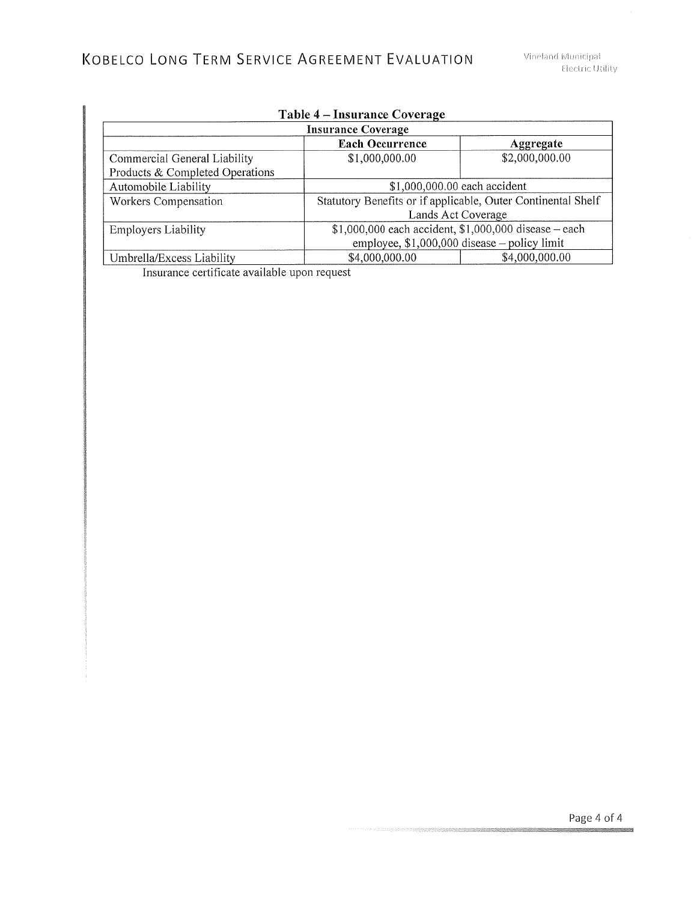**Table 4 – Insurance Coverage**

| Insurance Coverage | | |
|---|---|---|
| | **Each Occurrence** | **Aggregate** |
| Commercial General Liability Products & Completed Operations | $1,000,000.00 | $2,000,000.00 |
| Automobile Liability | $1,000,000.00 each accident | |
| Workers Compensation | Statutory Benefits or if applicable, Outer Continental Shelf Lands Act Coverage | |
| Employers Liability | $1,000,000 each accident, $1,000,000 disease – each employee, $1,000,000 disease – policy limit | |
| Umbrella/Excess Liability | $4,000,000.00 | $4,000,000.00 |

Insurance certificate available upon request